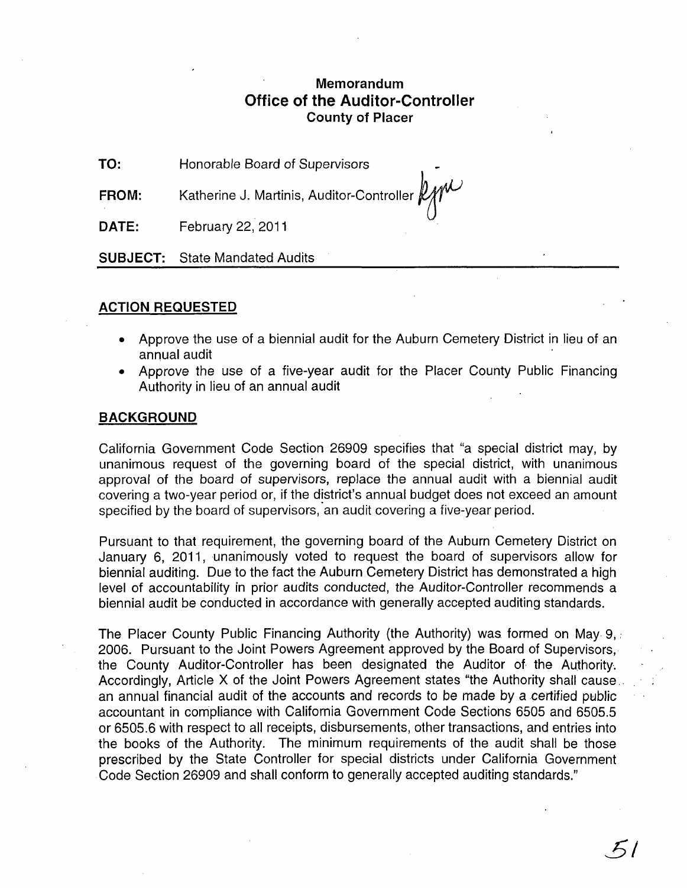# Memorandum
## Office of the Auditor-Controller
### County of Placer

**TO:** Honorable Board of Supervisors

**FROM:** Katherine J. Martinis, Auditor-Controller

**DATE:** February 22, 2011

**SUBJECT:** State Mandated Audits

---

## ACTION REQUESTED

- Approve the use of a biennial audit for the Auburn Cemetery District in lieu of an annual audit
- Approve the use of a five-year audit for the Placer County Public Financing Authority in lieu of an annual audit

## BACKGROUND

California Government Code Section 26909 specifies that "a special district may, by unanimous request of the governing board of the special district, with unanimous approval of the board of supervisors, replace the annual audit with a biennial audit covering a two-year period or, if the district's annual budget does not exceed an amount specified by the board of supervisors, an audit covering a five-year period.

Pursuant to that requirement, the governing board of the Auburn Cemetery District on January 6, 2011, unanimously voted to request the board of supervisors allow for biennial auditing. Due to the fact the Auburn Cemetery District has demonstrated a high level of accountability in prior audits conducted, the Auditor-Controller recommends a biennial audit be conducted in accordance with generally accepted auditing standards.

The Placer County Public Financing Authority (the Authority) was formed on May 9, 2006. Pursuant to the Joint Powers Agreement approved by the Board of Supervisors, the County Auditor-Controller has been designated the Auditor of the Authority. Accordingly, Article X of the Joint Powers Agreement states "the Authority shall cause an annual financial audit of the accounts and records to be made by a certified public accountant in compliance with California Government Code Sections 6505 and 6505.5 or 6505.6 with respect to all receipts, disbursements, other transactions, and entries into the books of the Authority. The minimum requirements of the audit shall be those prescribed by the State Controller for special districts under California Government Code Section 26909 and shall conform to generally accepted auditing standards."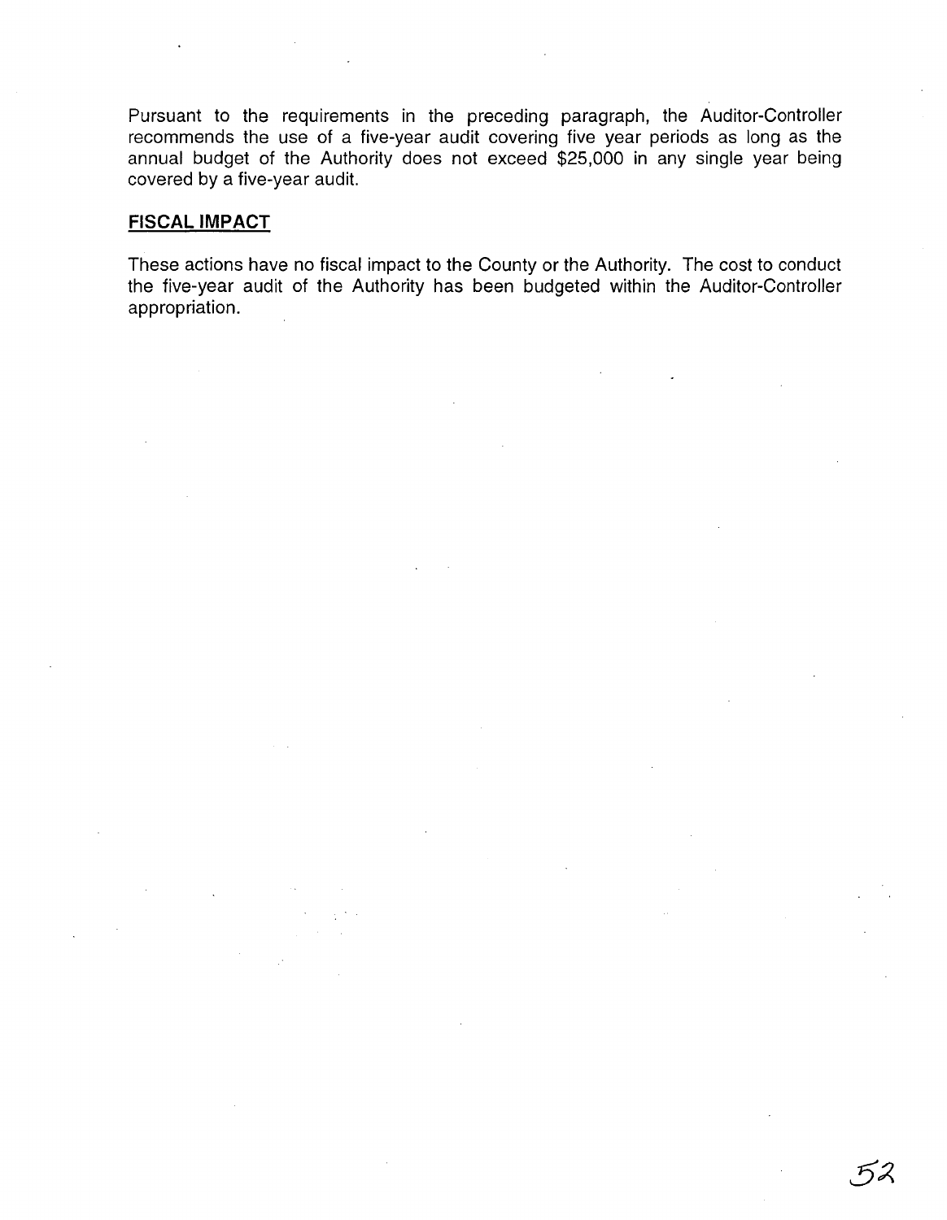Pursuant to the requirements in the preceding paragraph, the Auditor-Controller recommends the use of a five-year audit covering five year periods as long as the annual budget of the Authority does not exceed $25,000 in any single year being covered by a five-year audit.

## FISCAL IMPACT

These actions have no fiscal impact to the County or the Authority. The cost to conduct the five-year audit of the Authority has been budgeted within the Auditor-Controller appropriation.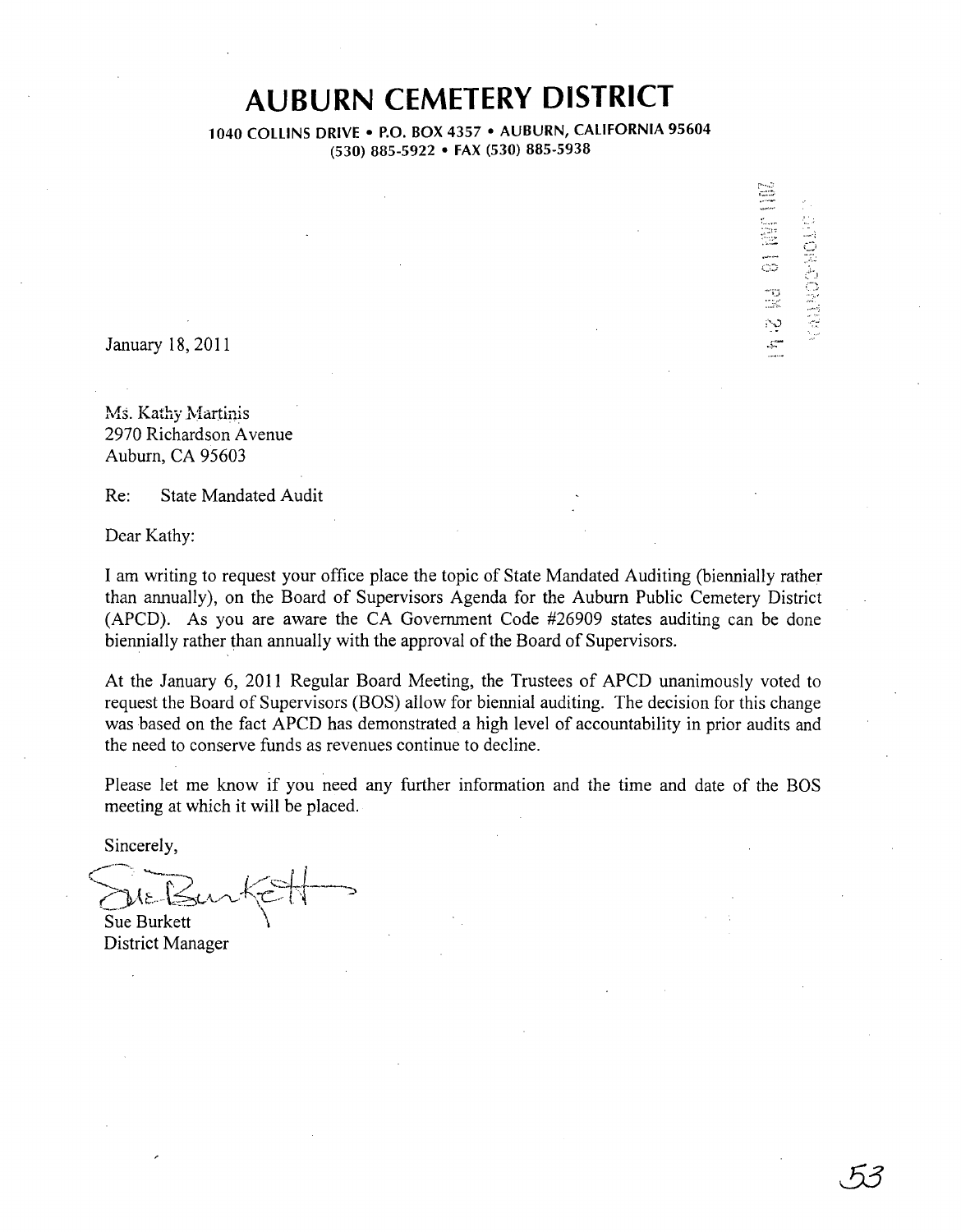# AUBURN CEMETERY DISTRICT

**1040 COLLINS DRIVE • P.O. BOX 4357 • AUBURN, CALIFORNIA 95604**
**(530) 885-5922 • FAX (530) 885-5938**

January 18, 2011

Ms. Kathy Martinis
2970 Richardson Avenue
Auburn, CA 95603

Re: State Mandated Audit

Dear Kathy:

I am writing to request your office place the topic of State Mandated Auditing (biennially rather than annually), on the Board of Supervisors Agenda for the Auburn Public Cemetery District (APCD). As you are aware the CA Government Code #26909 states auditing can be done biennially rather than annually with the approval of the Board of Supervisors.

At the January 6, 2011 Regular Board Meeting, the Trustees of APCD unanimously voted to request the Board of Supervisors (BOS) allow for biennial auditing. The decision for this change was based on the fact APCD has demonstrated a high level of accountability in prior audits and the need to conserve funds as revenues continue to decline.

Please let me know if you need any further information and the time and date of the BOS meeting at which it will be placed.

Sincerely,

Sue Burkett
District Manager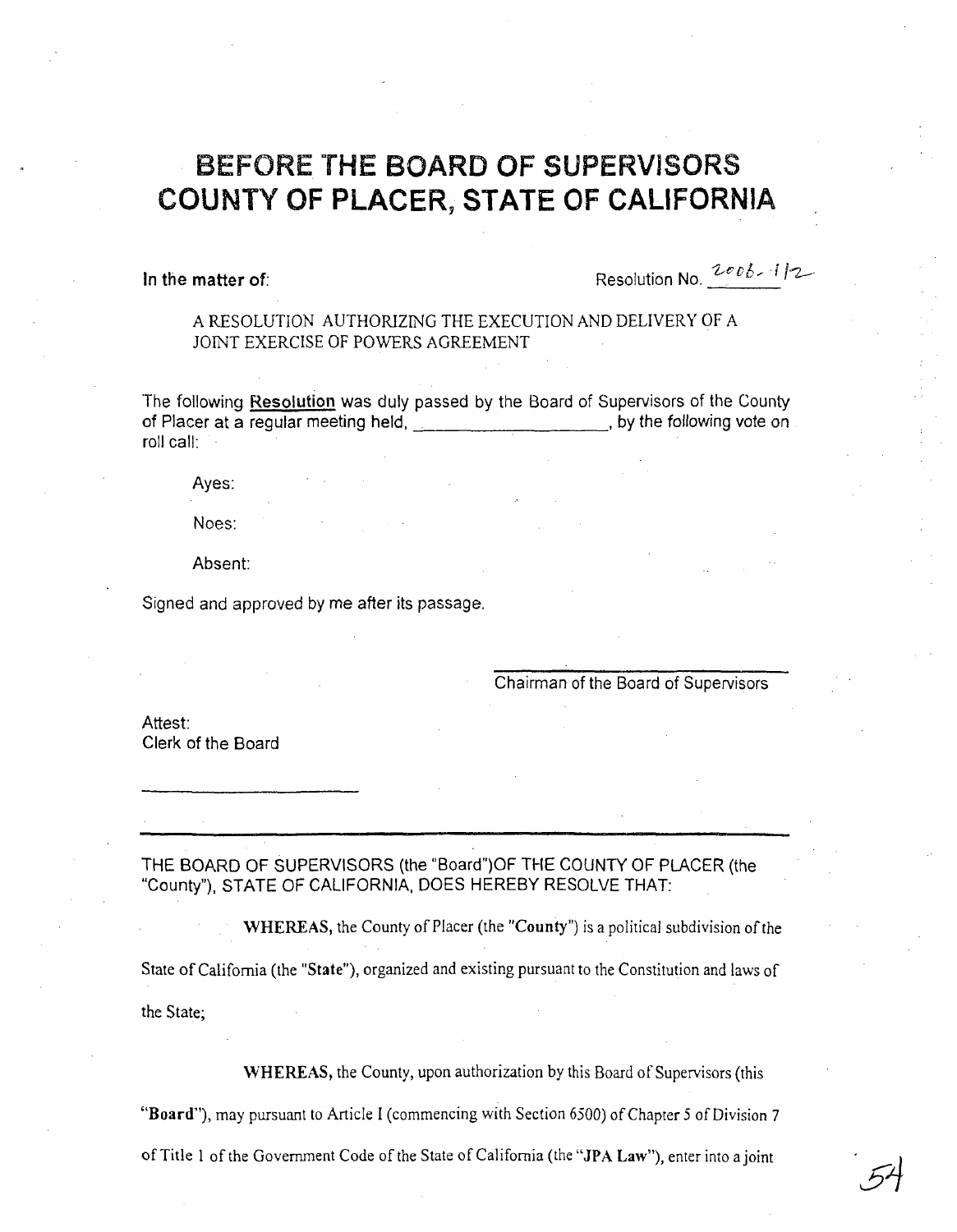# BEFORE THE BOARD OF SUPERVISORS
# COUNTY OF PLACER, STATE OF CALIFORNIA

**In the matter of:** Resolution No. 2006-112

A RESOLUTION AUTHORIZING THE EXECUTION AND DELIVERY OF A JOINT EXERCISE OF POWERS AGREEMENT

The following **Resolution** was duly passed by the Board of Supervisors of the County of Placer at a regular meeting held, \_\_\_\_\_\_\_\_\_\_\_\_\_\_\_\_\_\_\_\_, by the following vote on roll call:

Ayes:

Noes:

Absent:

Signed and approved by me after its passage.

\_\_\_\_\_\_\_\_\_\_\_\_\_\_\_\_\_\_\_\_\_\_\_\_\_\_\_\_\_\_
Chairman of the Board of Supervisors

Attest:
Clerk of the Board

\_\_\_\_\_\_\_\_\_\_\_\_\_\_\_\_\_\_\_\_\_\_\_\_\_

---

THE BOARD OF SUPERVISORS (the "Board")OF THE COUNTY OF PLACER (the "County"), STATE OF CALIFORNIA, DOES HEREBY RESOLVE THAT:

**WHEREAS,** the County of Placer (the "**County**") is a political subdivision of the State of California (the "**State**"), organized and existing pursuant to the Constitution and laws of the State;

**WHEREAS,** the County, upon authorization by this Board of Supervisors (this "**Board**"), may pursuant to Article I (commencing with Section 6500) of Chapter 5 of Division 7 of Title 1 of the Government Code of the State of California (the "**JPA Law**"), enter into a joint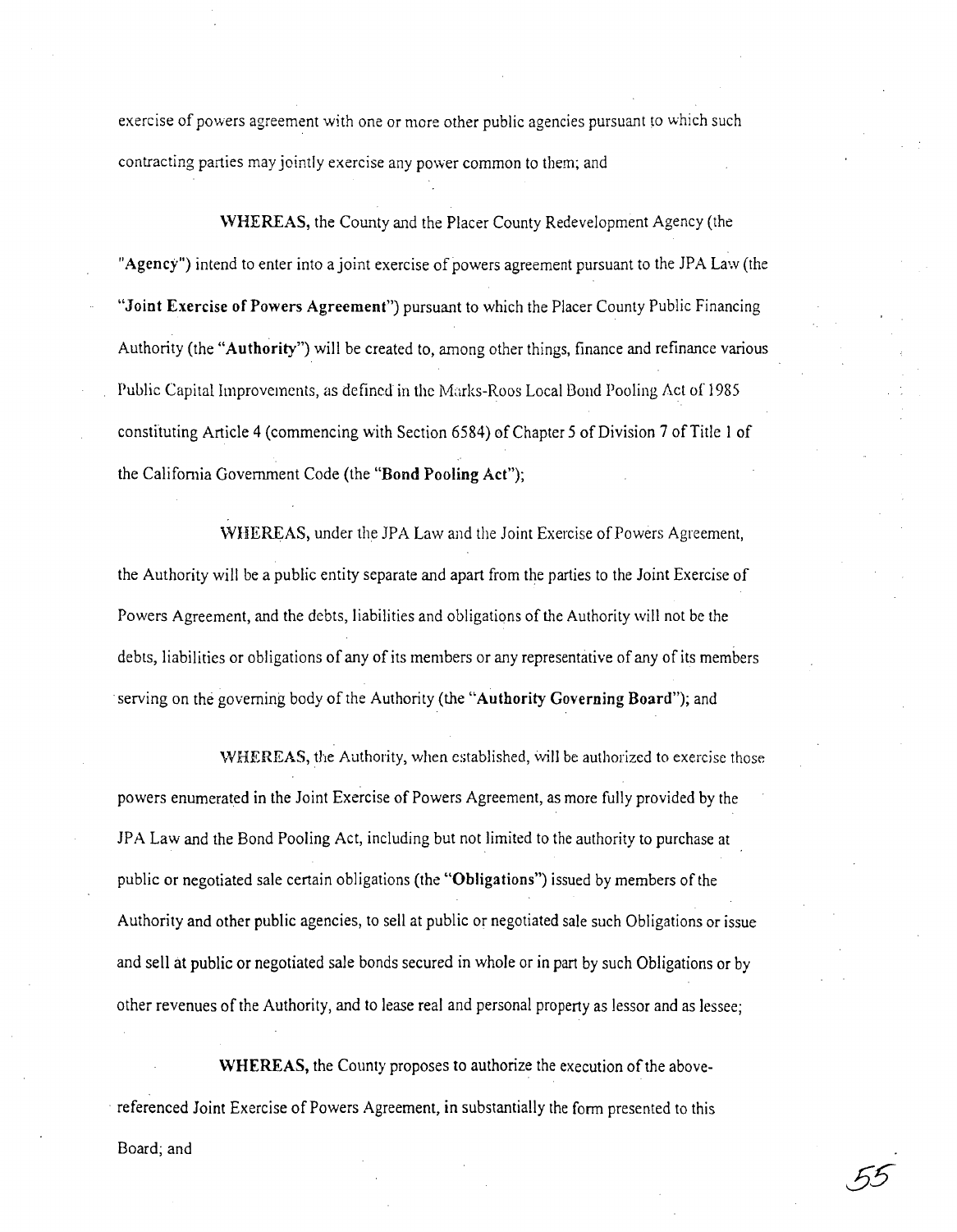exercise of powers agreement with one or more other public agencies pursuant to which such contracting parties may jointly exercise any power common to them; and

**WHEREAS,** the County and the Placer County Redevelopment Agency (the "**Agency**") intend to enter into a joint exercise of powers agreement pursuant to the JPA Law (the "**Joint Exercise of Powers Agreement**") pursuant to which the Placer County Public Financing Authority (the "**Authority**") will be created to, among other things, finance and refinance various Public Capital Improvements, as defined in the Marks-Roos Local Bond Pooling Act of 1985 constituting Article 4 (commencing with Section 6584) of Chapter 5 of Division 7 of Title 1 of the California Government Code (the "**Bond Pooling Act**");

**WHEREAS,** under the JPA Law and the Joint Exercise of Powers Agreement, the Authority will be a public entity separate and apart from the parties to the Joint Exercise of Powers Agreement, and the debts, liabilities and obligations of the Authority will not be the debts, liabilities or obligations of any of its members or any representative of any of its members serving on the governing body of the Authority (the "**Authority Governing Board**"); and

**WHEREAS,** the Authority, when established, will be authorized to exercise those powers enumerated in the Joint Exercise of Powers Agreement, as more fully provided by the JPA Law and the Bond Pooling Act, including but not limited to the authority to purchase at public or negotiated sale certain obligations (the "**Obligations**") issued by members of the Authority and other public agencies, to sell at public or negotiated sale such Obligations or issue and sell at public or negotiated sale bonds secured in whole or in part by such Obligations or by other revenues of the Authority, and to lease real and personal property as lessor and as lessee;

**WHEREAS,** the County proposes to authorize the execution of the above-referenced Joint Exercise of Powers Agreement, in substantially the form presented to this Board; and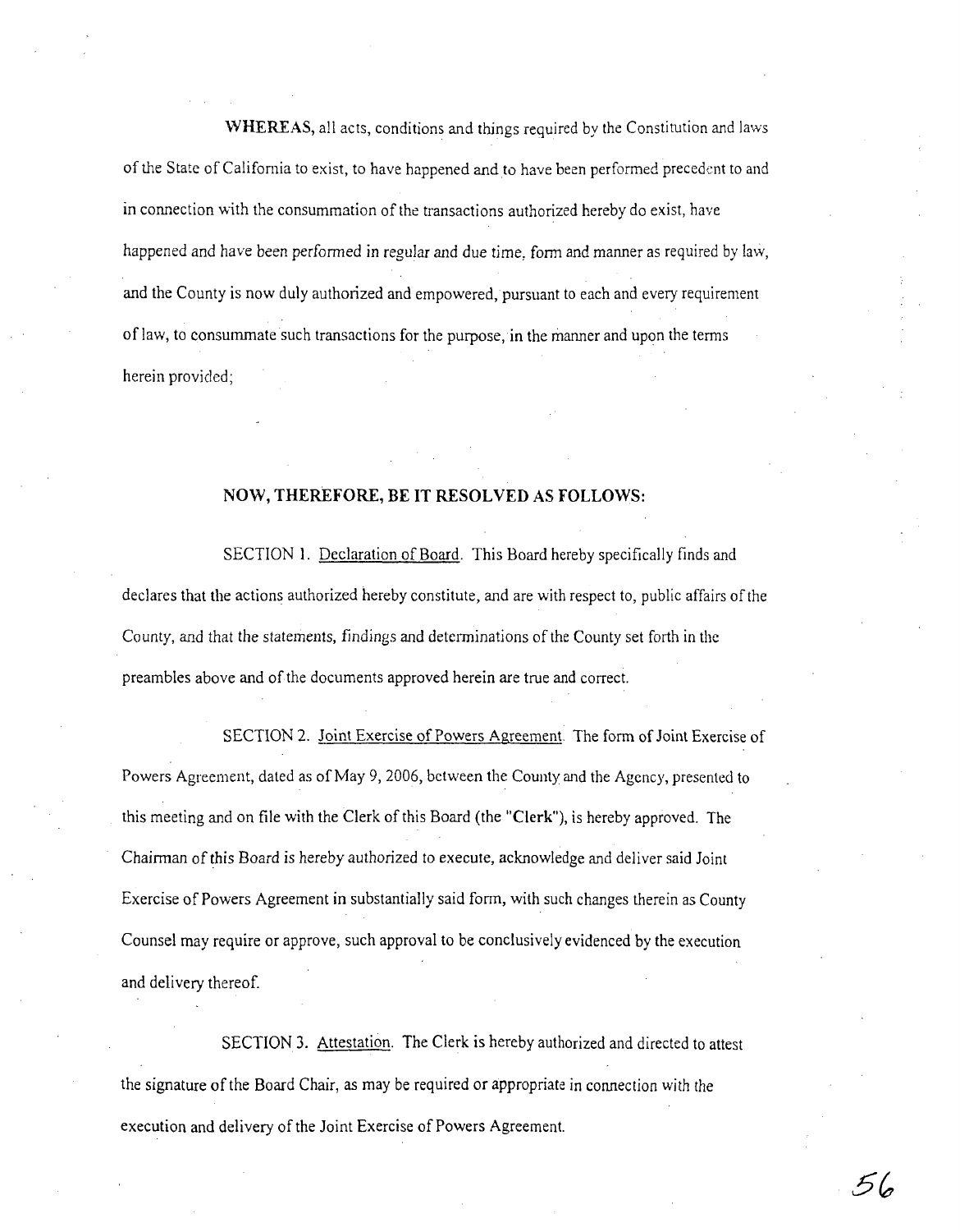**WHEREAS**, all acts, conditions and things required by the Constitution and laws of the State of California to exist, to have happened and to have been performed precedent to and in connection with the consummation of the transactions authorized hereby do exist, have happened and have been performed in regular and due time, form and manner as required by law, and the County is now duly authorized and empowered, pursuant to each and every requirement of law, to consummate such transactions for the purpose, in the manner and upon the terms herein provided;

**NOW, THEREFORE, BE IT RESOLVED AS FOLLOWS:**

SECTION 1. Declaration of Board. This Board hereby specifically finds and declares that the actions authorized hereby constitute, and are with respect to, public affairs of the County, and that the statements, findings and determinations of the County set forth in the preambles above and of the documents approved herein are true and correct.

SECTION 2. Joint Exercise of Powers Agreement. The form of Joint Exercise of Powers Agreement, dated as of May 9, 2006, between the County and the Agency, presented to this meeting and on file with the Clerk of this Board (the "**Clerk**"), is hereby approved. The Chairman of this Board is hereby authorized to execute, acknowledge and deliver said Joint Exercise of Powers Agreement in substantially said form, with such changes therein as County Counsel may require or approve, such approval to be conclusively evidenced by the execution and delivery thereof.

SECTION 3. Attestation. The Clerk is hereby authorized and directed to attest the signature of the Board Chair, as may be required or appropriate in connection with the execution and delivery of the Joint Exercise of Powers Agreement.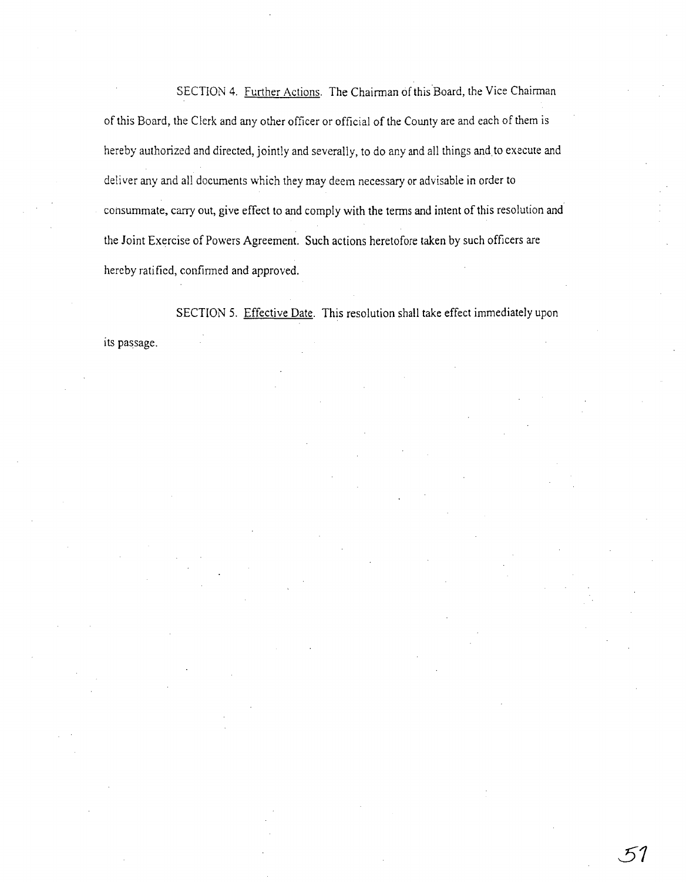SECTION 4. <u>Further Actions</u>. The Chairman of this Board, the Vice Chairman of this Board, the Clerk and any other officer or official of the County are and each of them is hereby authorized and directed, jointly and severally, to do any and all things and to execute and deliver any and all documents which they may deem necessary or advisable in order to consummate, carry out, give effect to and comply with the terms and intent of this resolution and the Joint Exercise of Powers Agreement. Such actions heretofore taken by such officers are hereby ratified, confirmed and approved.

SECTION 5. <u>Effective Date</u>. This resolution shall take effect immediately upon its passage.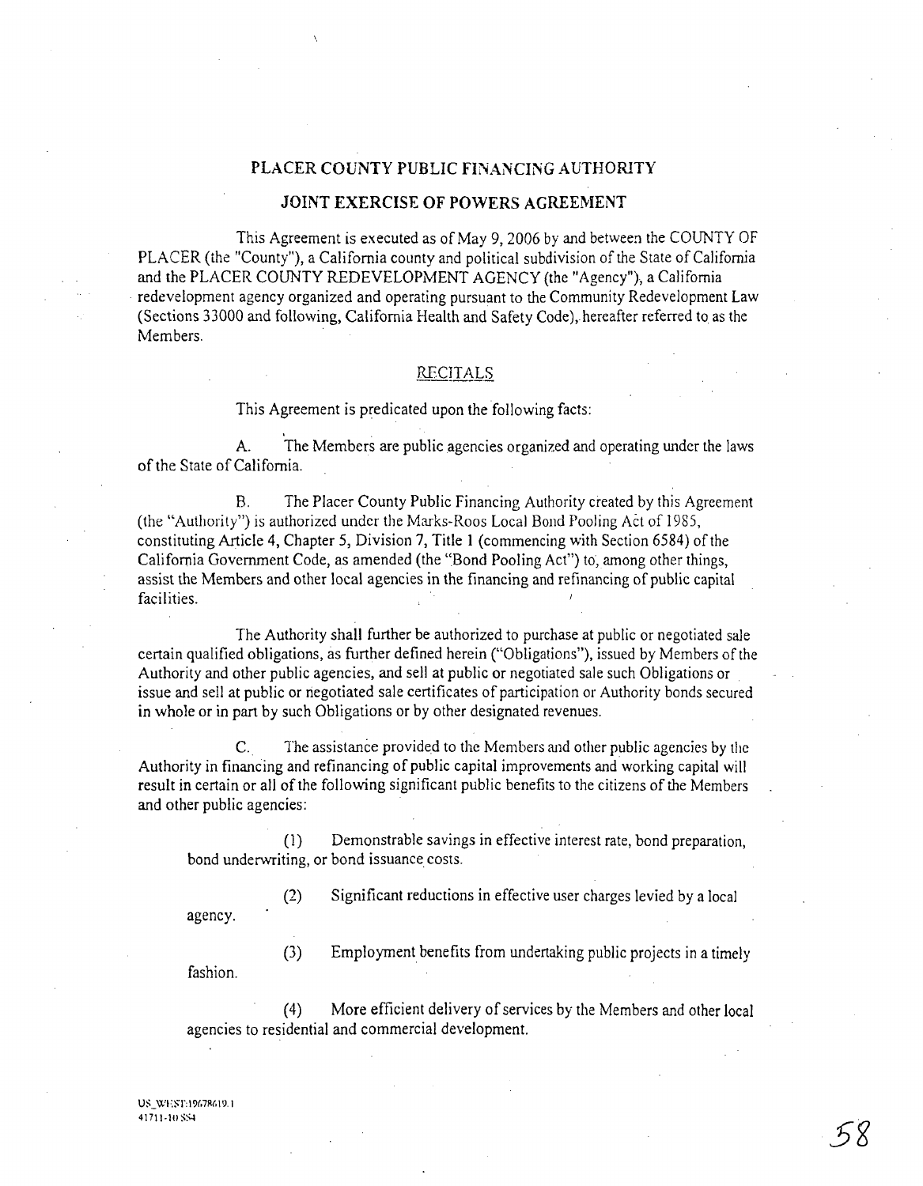# PLACER COUNTY PUBLIC FINANCING AUTHORITY

## JOINT EXERCISE OF POWERS AGREEMENT

This Agreement is executed as of May 9, 2006 by and between the COUNTY OF PLACER (the "County"), a California county and political subdivision of the State of California and the PLACER COUNTY REDEVELOPMENT AGENCY (the "Agency"), a California redevelopment agency organized and operating pursuant to the Community Redevelopment Law (Sections 33000 and following, California Health and Safety Code), hereafter referred to as the Members.

## RECITALS

This Agreement is predicated upon the following facts:

A. The Members are public agencies organized and operating under the laws of the State of California.

B. The Placer County Public Financing Authority created by this Agreement (the "Authority") is authorized under the Marks-Roos Local Bond Pooling Act of 1985, constituting Article 4, Chapter 5, Division 7, Title 1 (commencing with Section 6584) of the California Government Code, as amended (the "Bond Pooling Act") to, among other things, assist the Members and other local agencies in the financing and refinancing of public capital facilities.

The Authority shall further be authorized to purchase at public or negotiated sale certain qualified obligations, as further defined herein ("Obligations"), issued by Members of the Authority and other public agencies, and sell at public or negotiated sale such Obligations or issue and sell at public or negotiated sale certificates of participation or Authority bonds secured in whole or in part by such Obligations or by other designated revenues.

C. The assistance provided to the Members and other public agencies by the Authority in financing and refinancing of public capital improvements and working capital will result in certain or all of the following significant public benefits to the citizens of the Members and other public agencies:

(1) Demonstrable savings in effective interest rate, bond preparation, bond underwriting, or bond issuance costs.

(2) Significant reductions in effective user charges levied by a local agency.

(3) Employment benefits from undertaking public projects in a timely fashion.

(4) More efficient delivery of services by the Members and other local agencies to residential and commercial development.

US_WEST:19678619.1
41711-10 SS4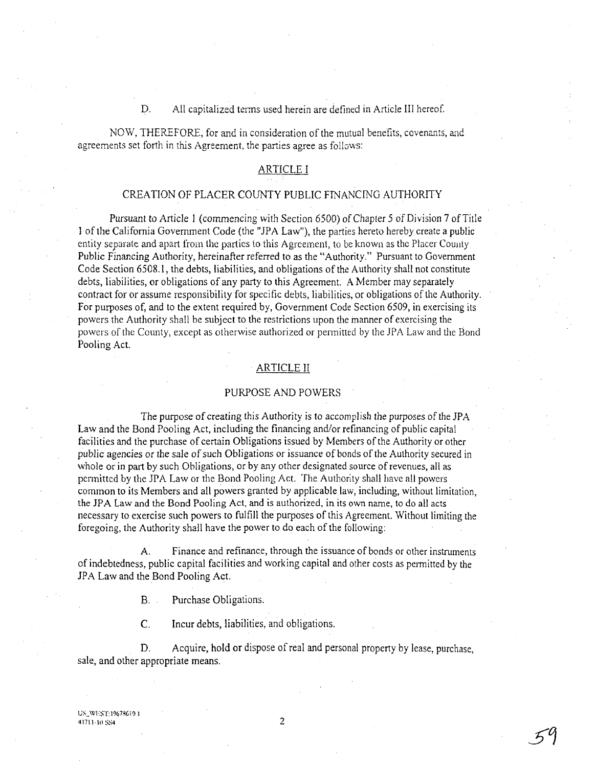D. All capitalized terms used herein are defined in Article III hereof.

NOW, THEREFORE, for and in consideration of the mutual benefits, covenants, and agreements set forth in this Agreement, the parties agree as follows:

## ARTICLE I

## CREATION OF PLACER COUNTY PUBLIC FINANCING AUTHORITY

Pursuant to Article 1 (commencing with Section 6500) of Chapter 5 of Division 7 of Title 1 of the California Government Code (the "JPA Law"), the parties hereto hereby create a public entity separate and apart from the parties to this Agreement, to be known as the Placer County Public Financing Authority, hereinafter referred to as the "Authority." Pursuant to Government Code Section 6508.1, the debts, liabilities, and obligations of the Authority shall not constitute debts, liabilities, or obligations of any party to this Agreement. A Member may separately contract for or assume responsibility for specific debts, liabilities, or obligations of the Authority. For purposes of, and to the extent required by, Government Code Section 6509, in exercising its powers the Authority shall be subject to the restrictions upon the manner of exercising the powers of the County, except as otherwise authorized or permitted by the JPA Law and the Bond Pooling Act.

## ARTICLE II

## PURPOSE AND POWERS

The purpose of creating this Authority is to accomplish the purposes of the JPA Law and the Bond Pooling Act, including the financing and/or refinancing of public capital facilities and the purchase of certain Obligations issued by Members of the Authority or other public agencies or the sale of such Obligations or issuance of bonds of the Authority secured in whole or in part by such Obligations, or by any other designated source of revenues, all as permitted by the JPA Law or the Bond Pooling Act. The Authority shall have all powers common to its Members and all powers granted by applicable law, including, without limitation, the JPA Law and the Bond Pooling Act, and is authorized, in its own name, to do all acts necessary to exercise such powers to fulfill the purposes of this Agreement. Without limiting the foregoing, the Authority shall have the power to do each of the following:

A. Finance and refinance, through the issuance of bonds or other instruments of indebtedness, public capital facilities and working capital and other costs as permitted by the JPA Law and the Bond Pooling Act.

B. Purchase Obligations.

C. Incur debts, liabilities, and obligations.

D. Acquire, hold or dispose of real and personal property by lease, purchase, sale, and other appropriate means.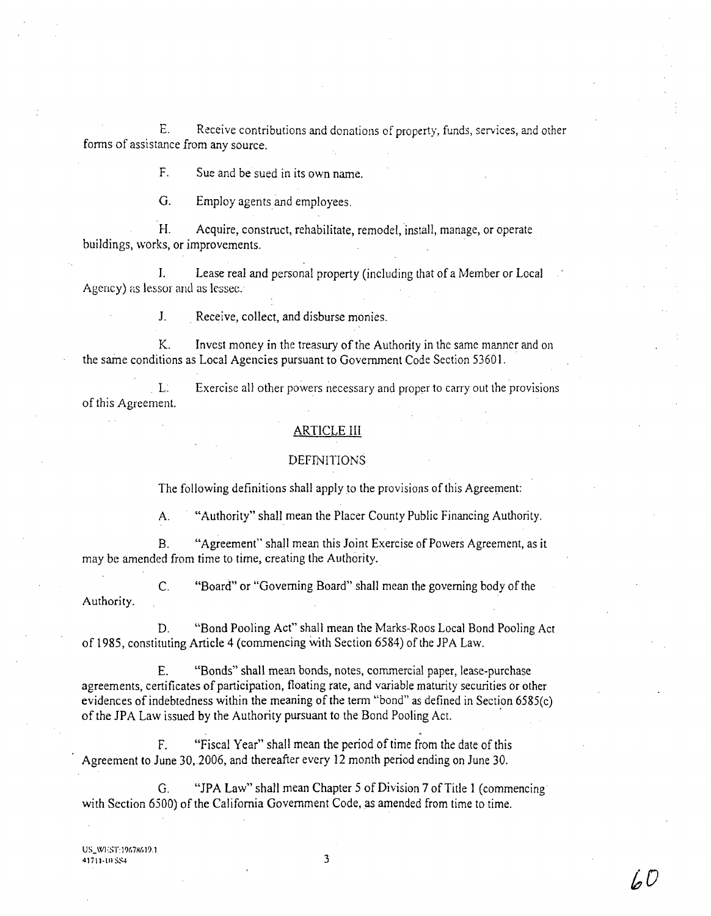E. Receive contributions and donations of property, funds, services, and other forms of assistance from any source.

F. Sue and be sued in its own name.

G. Employ agents and employees.

H. Acquire, construct, rehabilitate, remodel, install, manage, or operate buildings, works, or improvements.

I. Lease real and personal property (including that of a Member or Local Agency) as lessor and as lessee.

J. Receive, collect, and disburse monies.

K. Invest money in the treasury of the Authority in the same manner and on the same conditions as Local Agencies pursuant to Government Code Section 53601.

L. Exercise all other powers necessary and proper to carry out the provisions of this Agreement.

## ARTICLE III

## DEFINITIONS

The following definitions shall apply to the provisions of this Agreement:

A. "Authority" shall mean the Placer County Public Financing Authority.

B. "Agreement" shall mean this Joint Exercise of Powers Agreement, as it may be amended from time to time, creating the Authority.

C. "Board" or "Governing Board" shall mean the governing body of the Authority.

D. "Bond Pooling Act" shall mean the Marks-Roos Local Bond Pooling Act of 1985, constituting Article 4 (commencing with Section 6584) of the JPA Law.

E. "Bonds" shall mean bonds, notes, commercial paper, lease-purchase agreements, certificates of participation, floating rate, and variable maturity securities or other evidences of indebtedness within the meaning of the term "bond" as defined in Section 6585(c) of the JPA Law issued by the Authority pursuant to the Bond Pooling Act.

F. "Fiscal Year" shall mean the period of time from the date of this Agreement to June 30, 2006, and thereafter every 12 month period ending on June 30.

G. "JPA Law" shall mean Chapter 5 of Division 7 of Title 1 (commencing with Section 6500) of the California Government Code, as amended from time to time.

US_WEST:19678619.1
41711-10 SS4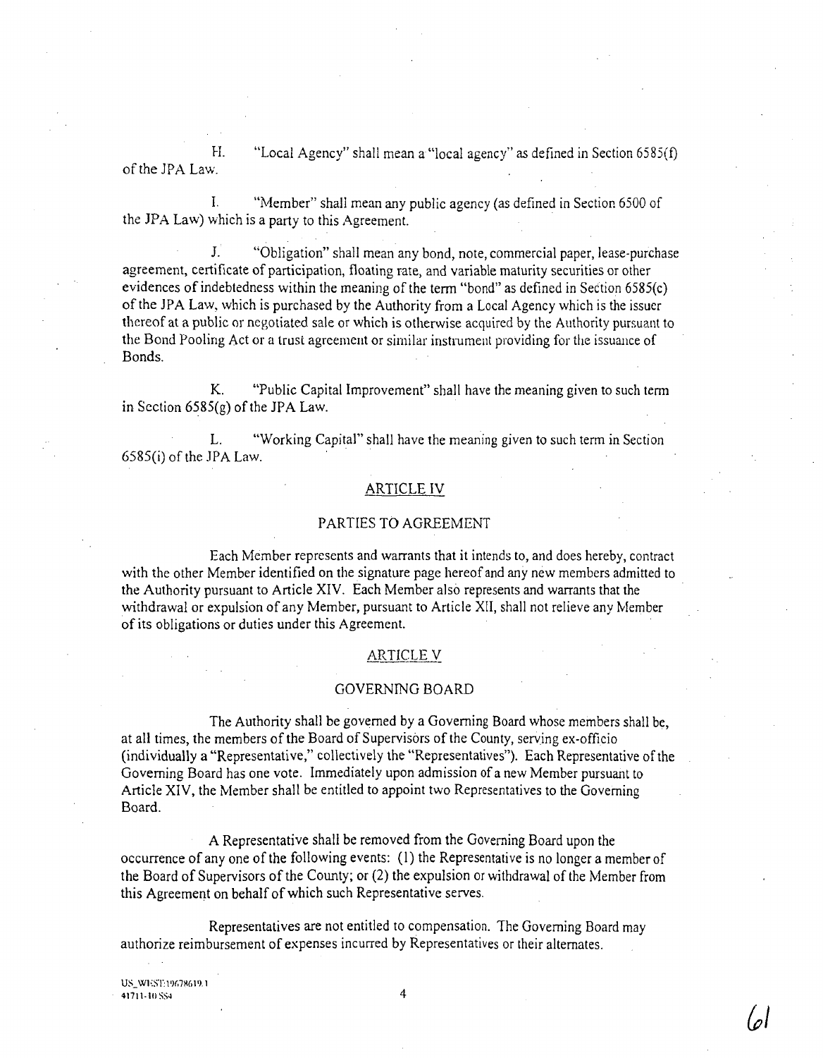H. "Local Agency" shall mean a "local agency" as defined in Section 6585(f) of the JPA Law.

I. "Member" shall mean any public agency (as defined in Section 6500 of the JPA Law) which is a party to this Agreement.

J. "Obligation" shall mean any bond, note, commercial paper, lease-purchase agreement, certificate of participation, floating rate, and variable maturity securities or other evidences of indebtedness within the meaning of the term "bond" as defined in Section 6585(c) of the JPA Law, which is purchased by the Authority from a Local Agency which is the issuer thereof at a public or negotiated sale or which is otherwise acquired by the Authority pursuant to the Bond Pooling Act or a trust agreement or similar instrument providing for the issuance of Bonds.

K. "Public Capital Improvement" shall have the meaning given to such term in Section 6585(g) of the JPA Law.

L. "Working Capital" shall have the meaning given to such term in Section 6585(i) of the JPA Law.

## ARTICLE IV

## PARTIES TO AGREEMENT

Each Member represents and warrants that it intends to, and does hereby, contract with the other Member identified on the signature page hereof and any new members admitted to the Authority pursuant to Article XIV. Each Member also represents and warrants that the withdrawal or expulsion of any Member, pursuant to Article XII, shall not relieve any Member of its obligations or duties under this Agreement.

## ARTICLE V

## GOVERNING BOARD

The Authority shall be governed by a Governing Board whose members shall be, at all times, the members of the Board of Supervisors of the County, serving ex-officio (individually a "Representative," collectively the "Representatives"). Each Representative of the Governing Board has one vote. Immediately upon admission of a new Member pursuant to Article XIV, the Member shall be entitled to appoint two Representatives to the Governing Board.

A Representative shall be removed from the Governing Board upon the occurrence of any one of the following events: (1) the Representative is no longer a member of the Board of Supervisors of the County; or (2) the expulsion or withdrawal of the Member from this Agreement on behalf of which such Representative serves.

Representatives are not entitled to compensation. The Governing Board may authorize reimbursement of expenses incurred by Representatives or their alternates.

US_WEST:19678619.1
41711-10 SS4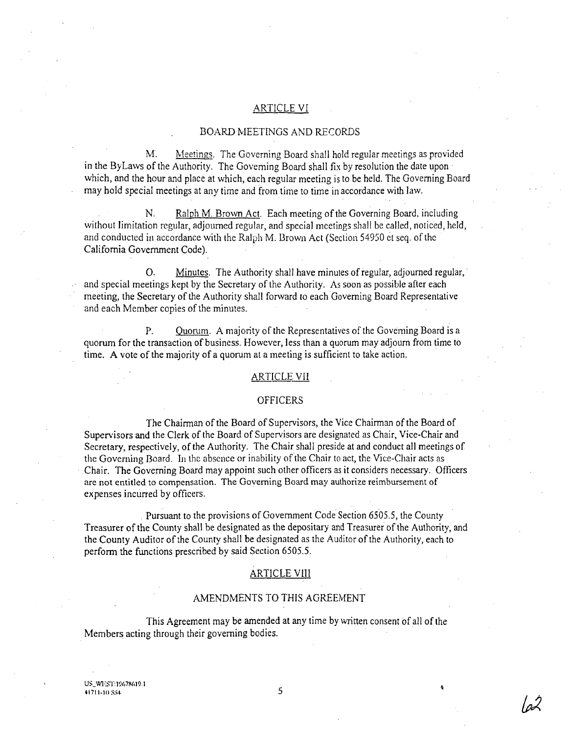## ARTICLE VI

## BOARD MEETINGS AND RECORDS

M. Meetings. The Governing Board shall hold regular meetings as provided in the ByLaws of the Authority. The Governing Board shall fix by resolution the date upon which, and the hour and place at which, each regular meeting is to be held. The Governing Board may hold special meetings at any time and from time to time in accordance with law.

N. Ralph M. Brown Act. Each meeting of the Governing Board, including without limitation regular, adjourned regular, and special meetings shall be called, noticed, held, and conducted in accordance with the Ralph M. Brown Act (Section 54950 et seq. of the California Government Code).

O. Minutes. The Authority shall have minutes of regular, adjourned regular, and special meetings kept by the Secretary of the Authority. As soon as possible after each meeting, the Secretary of the Authority shall forward to each Governing Board Representative and each Member copies of the minutes.

P. Quorum. A majority of the Representatives of the Governing Board is a quorum for the transaction of business. However, less than a quorum may adjourn from time to time. A vote of the majority of a quorum at a meeting is sufficient to take action.

## ARTICLE VII

## OFFICERS

The Chairman of the Board of Supervisors, the Vice Chairman of the Board of Supervisors and the Clerk of the Board of Supervisors are designated as Chair, Vice-Chair and Secretary, respectively, of the Authority. The Chair shall preside at and conduct all meetings of the Governing Board. In the absence or inability of the Chair to act, the Vice-Chair acts as Chair. The Governing Board may appoint such other officers as it considers necessary. Officers are not entitled to compensation. The Governing Board may authorize reimbursement of expenses incurred by officers.

Pursuant to the provisions of Government Code Section 6505.5, the County Treasurer of the County shall be designated as the depositary and Treasurer of the Authority, and the County Auditor of the County shall be designated as the Auditor of the Authority, each to perform the functions prescribed by said Section 6505.5.

## ARTICLE VIII

## AMENDMENTS TO THIS AGREEMENT

This Agreement may be amended at any time by written consent of all of the Members acting through their governing bodies.

US_WEST:19678619.1
41711-10 S54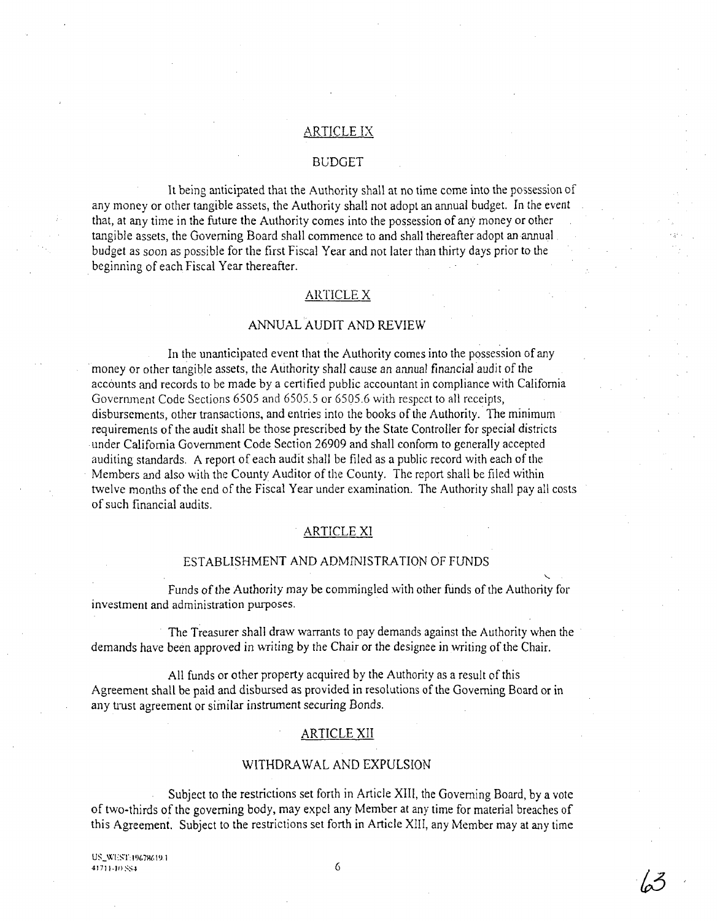## ARTICLE IX

## BUDGET

It being anticipated that the Authority shall at no time come into the possession of any money or other tangible assets, the Authority shall not adopt an annual budget. In the event that, at any time in the future the Authority comes into the possession of any money or other tangible assets, the Governing Board shall commence to and shall thereafter adopt an annual budget as soon as possible for the first Fiscal Year and not later than thirty days prior to the beginning of each Fiscal Year thereafter.

## ARTICLE X

## ANNUAL AUDIT AND REVIEW

In the unanticipated event that the Authority comes into the possession of any money or other tangible assets, the Authority shall cause an annual financial audit of the accounts and records to be made by a certified public accountant in compliance with California Government Code Sections 6505 and 6505.5 or 6505.6 with respect to all receipts, disbursements, other transactions, and entries into the books of the Authority. The minimum requirements of the audit shall be those prescribed by the State Controller for special districts under California Government Code Section 26909 and shall conform to generally accepted auditing standards. A report of each audit shall be filed as a public record with each of the Members and also with the County Auditor of the County. The report shall be filed within twelve months of the end of the Fiscal Year under examination. The Authority shall pay all costs of such financial audits.

## ARTICLE XI

## ESTABLISHMENT AND ADMINISTRATION OF FUNDS

Funds of the Authority may be commingled with other funds of the Authority for investment and administration purposes.

The Treasurer shall draw warrants to pay demands against the Authority when the demands have been approved in writing by the Chair or the designee in writing of the Chair.

All funds or other property acquired by the Authority as a result of this Agreement shall be paid and disbursed as provided in resolutions of the Governing Board or in any trust agreement or similar instrument securing Bonds.

## ARTICLE XII

## WITHDRAWAL AND EXPULSION

Subject to the restrictions set forth in Article XIII, the Governing Board, by a vote of two-thirds of the governing body, may expel any Member at any time for material breaches of this Agreement. Subject to the restrictions set forth in Article XIII, any Member may at any time

US_WEST:196786191
41711-10 SS4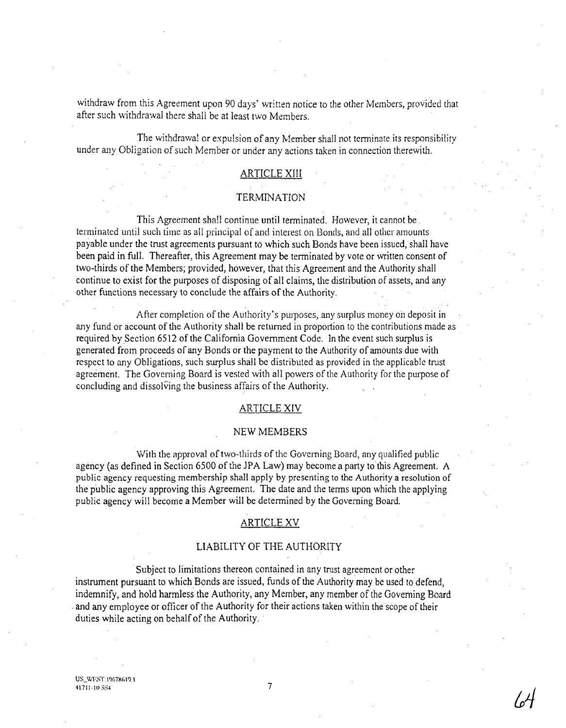withdraw from this Agreement upon 90 days' written notice to the other Members, provided that after such withdrawal there shall be at least two Members.

The withdrawal or expulsion of any Member shall not terminate its responsibility under any Obligation of such Member or under any actions taken in connection therewith.

## ARTICLE XIII

## TERMINATION

This Agreement shall continue until terminated. However, it cannot be terminated until such time as all principal of and interest on Bonds, and all other amounts payable under the trust agreements pursuant to which such Bonds have been issued, shall have been paid in full. Thereafter, this Agreement may be terminated by vote or written consent of two-thirds of the Members; provided, however, that this Agreement and the Authority shall continue to exist for the purposes of disposing of all claims, the distribution of assets, and any other functions necessary to conclude the affairs of the Authority.

After completion of the Authority's purposes, any surplus money on deposit in any fund or account of the Authority shall be returned in proportion to the contributions made as required by Section 6512 of the California Government Code. In the event such surplus is generated from proceeds of any Bonds or the payment to the Authority of amounts due with respect to any Obligations, such surplus shall be distributed as provided in the applicable trust agreement. The Governing Board is vested with all powers of the Authority for the purpose of concluding and dissolving the business affairs of the Authority.

## ARTICLE XIV

## NEW MEMBERS

With the approval of two-thirds of the Governing Board, any qualified public agency (as defined in Section 6500 of the JPA Law) may become a party to this Agreement. A public agency requesting membership shall apply by presenting to the Authority a resolution of the public agency approving this Agreement. The date and the terms upon which the applying public agency will become a Member will be determined by the Governing Board.

## ARTICLE XV

## LIABILITY OF THE AUTHORITY

Subject to limitations thereon contained in any trust agreement or other instrument pursuant to which Bonds are issued, funds of the Authority may be used to defend, indemnify, and hold harmless the Authority, any Member, any member of the Governing Board and any employee or officer of the Authority for their actions taken within the scope of their duties while acting on behalf of the Authority.

US_WEST:19678619.1
41711-10 SS4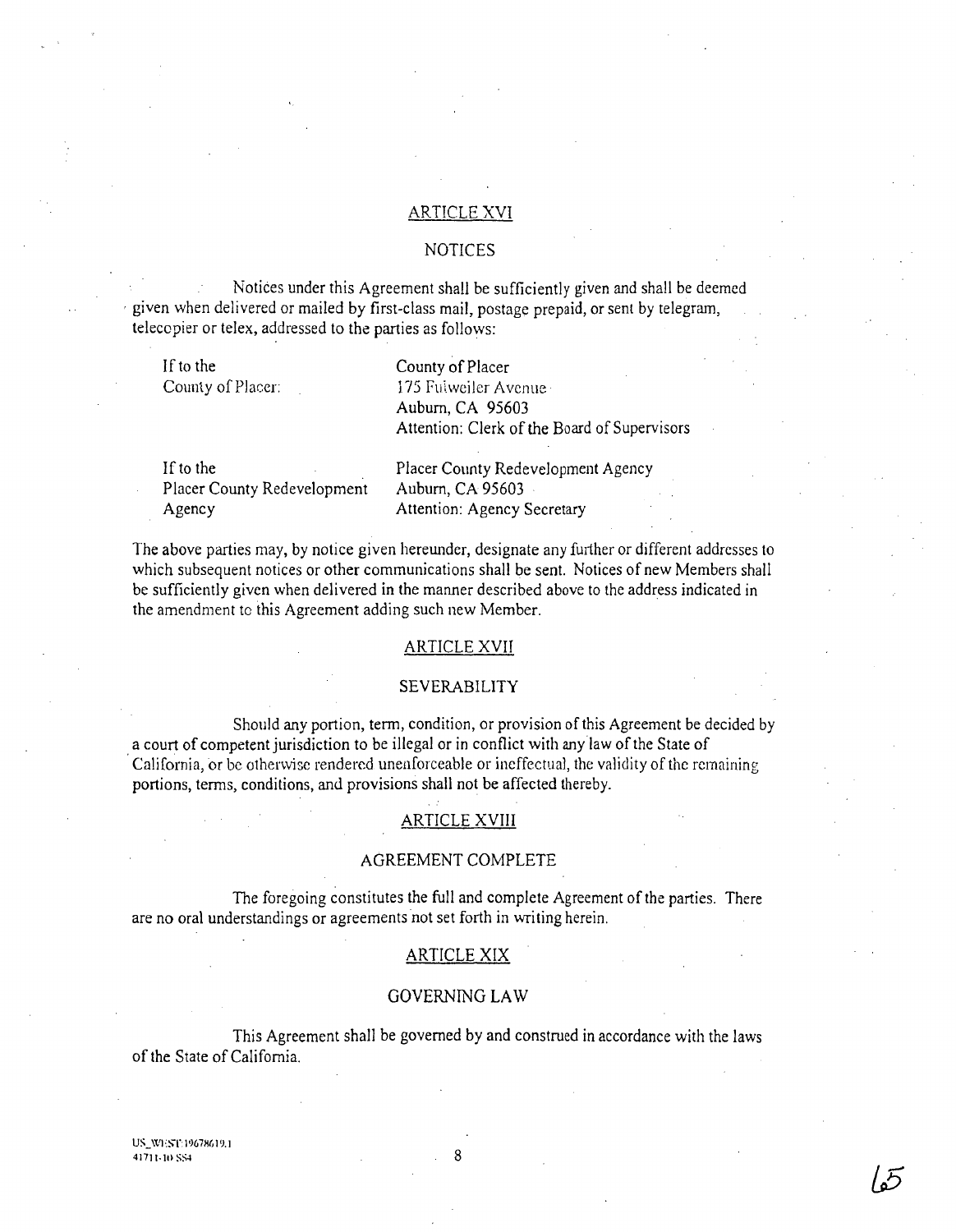## ARTICLE XVI

### NOTICES

Notices under this Agreement shall be sufficiently given and shall be deemed given when delivered or mailed by first-class mail, postage prepaid, or sent by telegram, telecopier or telex, addressed to the parties as follows:

| | |
|---|---|
| If to the County of Placer: | County of Placer<br>175 Fulweiler Avenue<br>Auburn, CA 95603<br>Attention: Clerk of the Board of Supervisors |
| If to the Placer County Redevelopment Agency | Placer County Redevelopment Agency<br>Auburn, CA 95603<br>Attention: Agency Secretary |

The above parties may, by notice given hereunder, designate any further or different addresses to which subsequent notices or other communications shall be sent. Notices of new Members shall be sufficiently given when delivered in the manner described above to the address indicated in the amendment to this Agreement adding such new Member.

## ARTICLE XVII

### SEVERABILITY

Should any portion, term, condition, or provision of this Agreement be decided by a court of competent jurisdiction to be illegal or in conflict with any law of the State of California, or be otherwise rendered unenforceable or ineffectual, the validity of the remaining portions, terms, conditions, and provisions shall not be affected thereby.

## ARTICLE XVIII

### AGREEMENT COMPLETE

The foregoing constitutes the full and complete Agreement of the parties. There are no oral understandings or agreements not set forth in writing herein.

## ARTICLE XIX

### GOVERNING LAW

This Agreement shall be governed by and construed in accordance with the laws of the State of California.

US_WEST:19678619.1
41711-10 SS4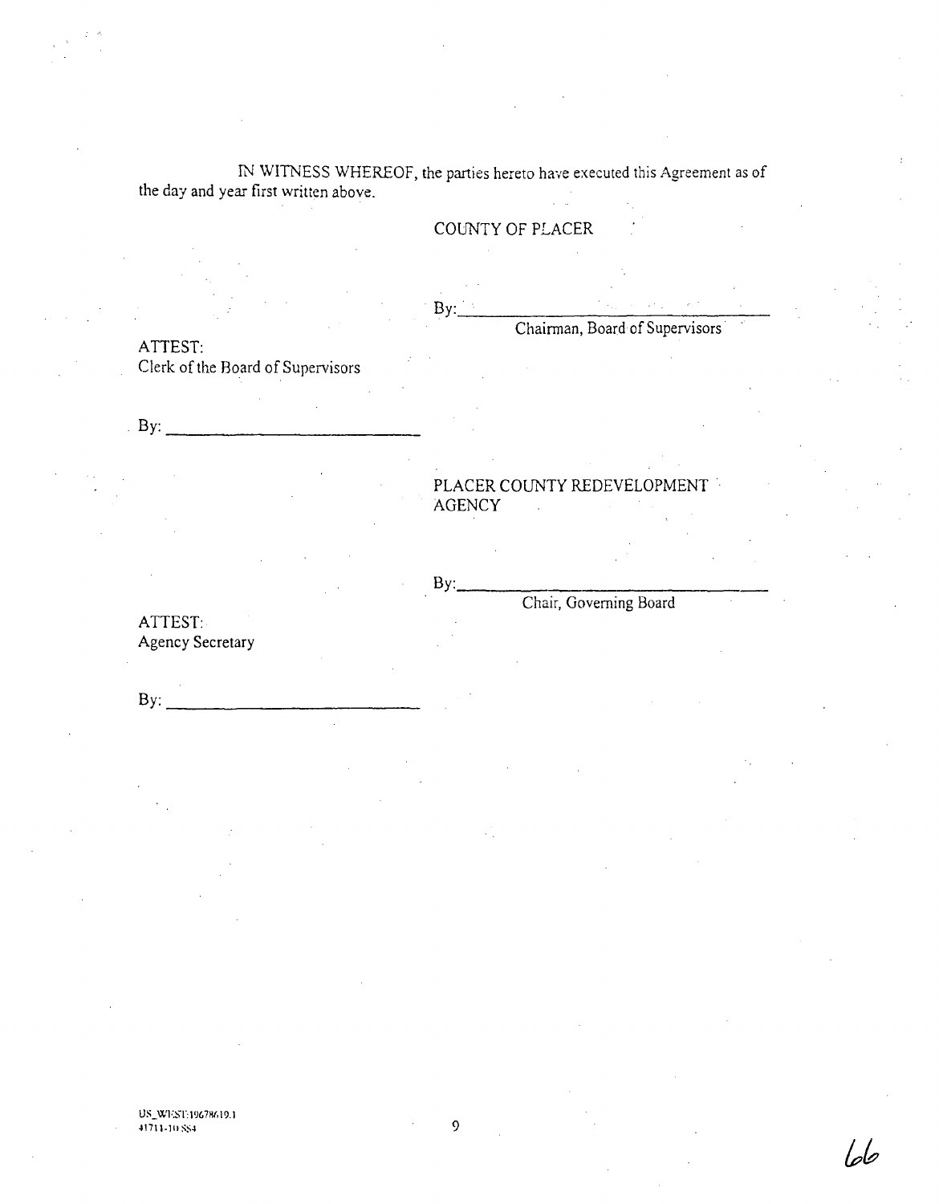IN WITNESS WHEREOF, the parties hereto have executed this Agreement as of the day and year first written above.

COUNTY OF PLACER

By: ________________________________
Chairman, Board of Supervisors

ATTEST:
Clerk of the Board of Supervisors

By: ________________________________

PLACER COUNTY REDEVELOPMENT AGENCY

By: ________________________________
Chair, Governing Board

ATTEST:
Agency Secretary

By: ________________________________

US_WEST:19678619.1
41711-10 S54